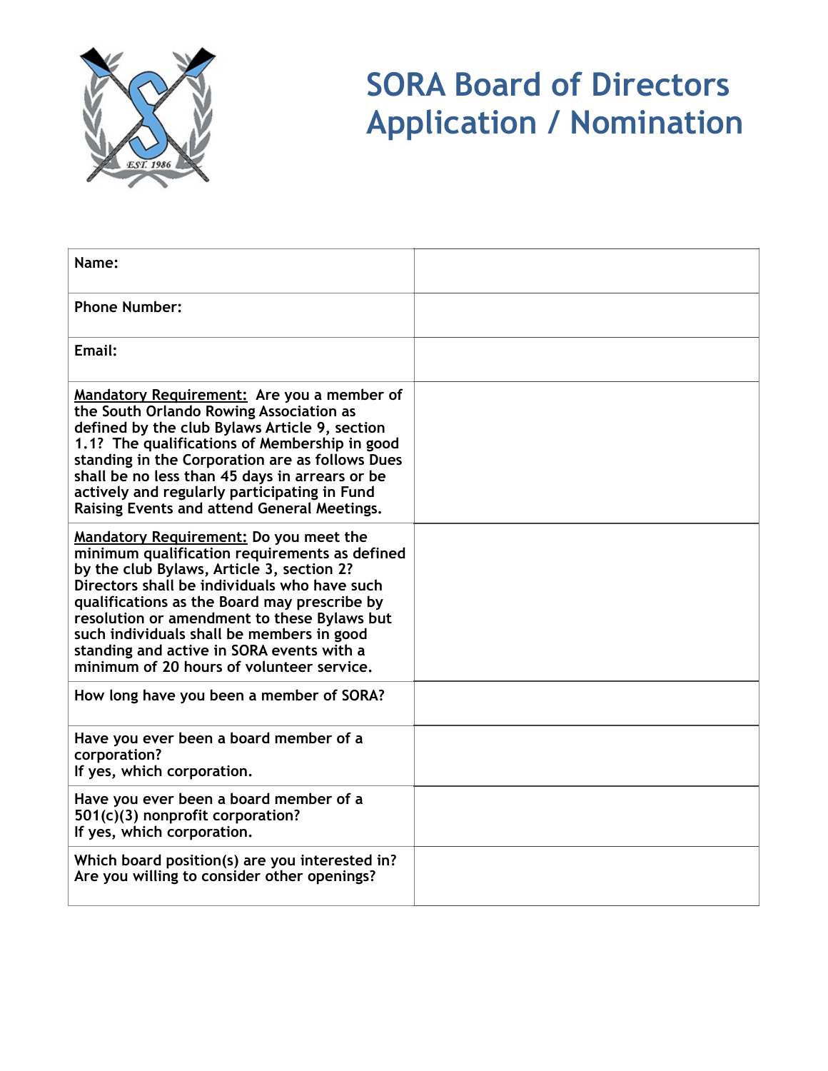# SORA Board of Directors Application / Nomination

| | |
|---|---|
| **Name:** | |
| **Phone Number:** | |
| **Email:** | |
| **<u>Mandatory Requirement:</u> Are you a member of the South Orlando Rowing Association as defined by the club Bylaws Article 9, section 1.1? The qualifications of Membership in good standing in the Corporation are as follows Dues shall be no less than 45 days in arrears or be actively and regularly participating in Fund Raising Events and attend General Meetings.** | |
| **<u>Mandatory Requirement:</u> Do you meet the minimum qualification requirements as defined by the club Bylaws, Article 3, section 2? Directors shall be individuals who have such qualifications as the Board may prescribe by resolution or amendment to these Bylaws but such individuals shall be members in good standing and active in SORA events with a minimum of 20 hours of volunteer service.** | |
| **How long have you been a member of SORA?** | |
| **Have you ever been a board member of a corporation?<br>If yes, which corporation.** | |
| **Have you ever been a board member of a 501(c)(3) nonprofit corporation?<br>If yes, which corporation.** | |
| **Which board position(s) are you interested in?<br>Are you willing to consider other openings?** | |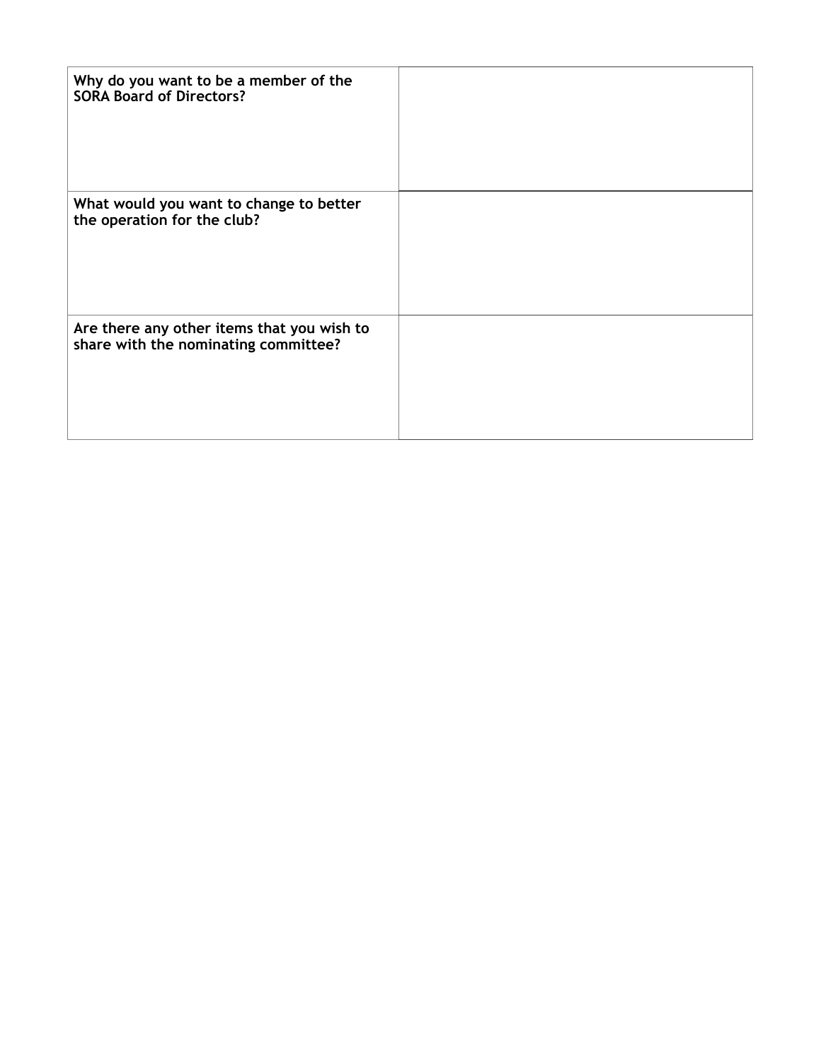| **Why do you want to be a member of the SORA Board of Directors?** | |
|---|---|
| **What would you want to change to better the operation for the club?** | |
| **Are there any other items that you wish to share with the nominating committee?** | |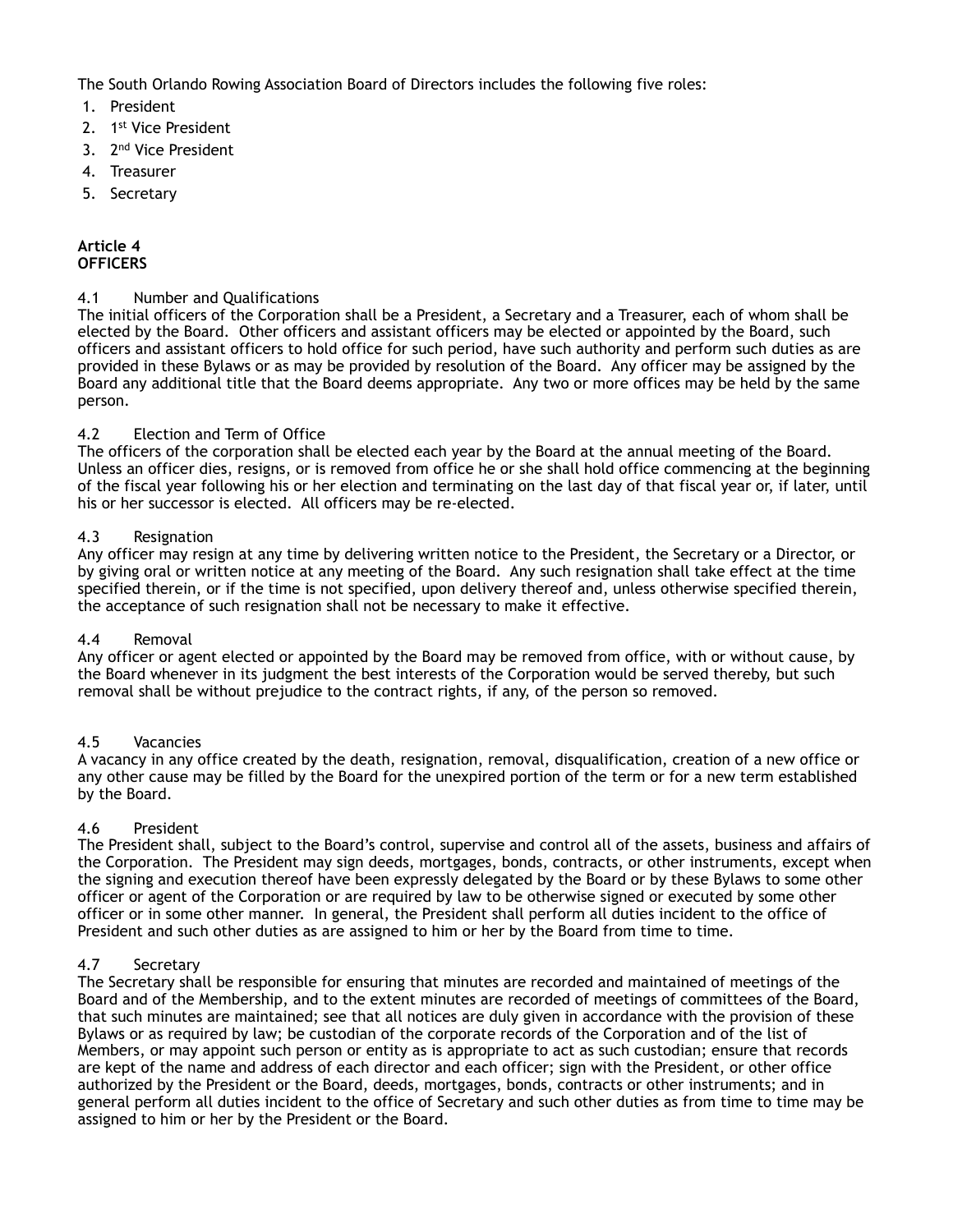The South Orlando Rowing Association Board of Directors includes the following five roles:

1. President
2. 1st Vice President
3. 2nd Vice President
4. Treasurer
5. Secretary

**Article 4**
**OFFICERS**

4.1 Number and Qualifications

The initial officers of the Corporation shall be a President, a Secretary and a Treasurer, each of whom shall be elected by the Board. Other officers and assistant officers may be elected or appointed by the Board, such officers and assistant officers to hold office for such period, have such authority and perform such duties as are provided in these Bylaws or as may be provided by resolution of the Board. Any officer may be assigned by the Board any additional title that the Board deems appropriate. Any two or more offices may be held by the same person.

4.2 Election and Term of Office

The officers of the corporation shall be elected each year by the Board at the annual meeting of the Board. Unless an officer dies, resigns, or is removed from office he or she shall hold office commencing at the beginning of the fiscal year following his or her election and terminating on the last day of that fiscal year or, if later, until his or her successor is elected. All officers may be re-elected.

4.3 Resignation

Any officer may resign at any time by delivering written notice to the President, the Secretary or a Director, or by giving oral or written notice at any meeting of the Board. Any such resignation shall take effect at the time specified therein, or if the time is not specified, upon delivery thereof and, unless otherwise specified therein, the acceptance of such resignation shall not be necessary to make it effective.

4.4 Removal

Any officer or agent elected or appointed by the Board may be removed from office, with or without cause, by the Board whenever in its judgment the best interests of the Corporation would be served thereby, but such removal shall be without prejudice to the contract rights, if any, of the person so removed.

4.5 Vacancies

A vacancy in any office created by the death, resignation, removal, disqualification, creation of a new office or any other cause may be filled by the Board for the unexpired portion of the term or for a new term established by the Board.

4.6 President

The President shall, subject to the Board's control, supervise and control all of the assets, business and affairs of the Corporation. The President may sign deeds, mortgages, bonds, contracts, or other instruments, except when the signing and execution thereof have been expressly delegated by the Board or by these Bylaws to some other officer or agent of the Corporation or are required by law to be otherwise signed or executed by some other officer or in some other manner. In general, the President shall perform all duties incident to the office of President and such other duties as are assigned to him or her by the Board from time to time.

4.7 Secretary

The Secretary shall be responsible for ensuring that minutes are recorded and maintained of meetings of the Board and of the Membership, and to the extent minutes are recorded of meetings of committees of the Board, that such minutes are maintained; see that all notices are duly given in accordance with the provision of these Bylaws or as required by law; be custodian of the corporate records of the Corporation and of the list of Members, or may appoint such person or entity as is appropriate to act as such custodian; ensure that records are kept of the name and address of each director and each officer; sign with the President, or other office authorized by the President or the Board, deeds, mortgages, bonds, contracts or other instruments; and in general perform all duties incident to the office of Secretary and such other duties as from time to time may be assigned to him or her by the President or the Board.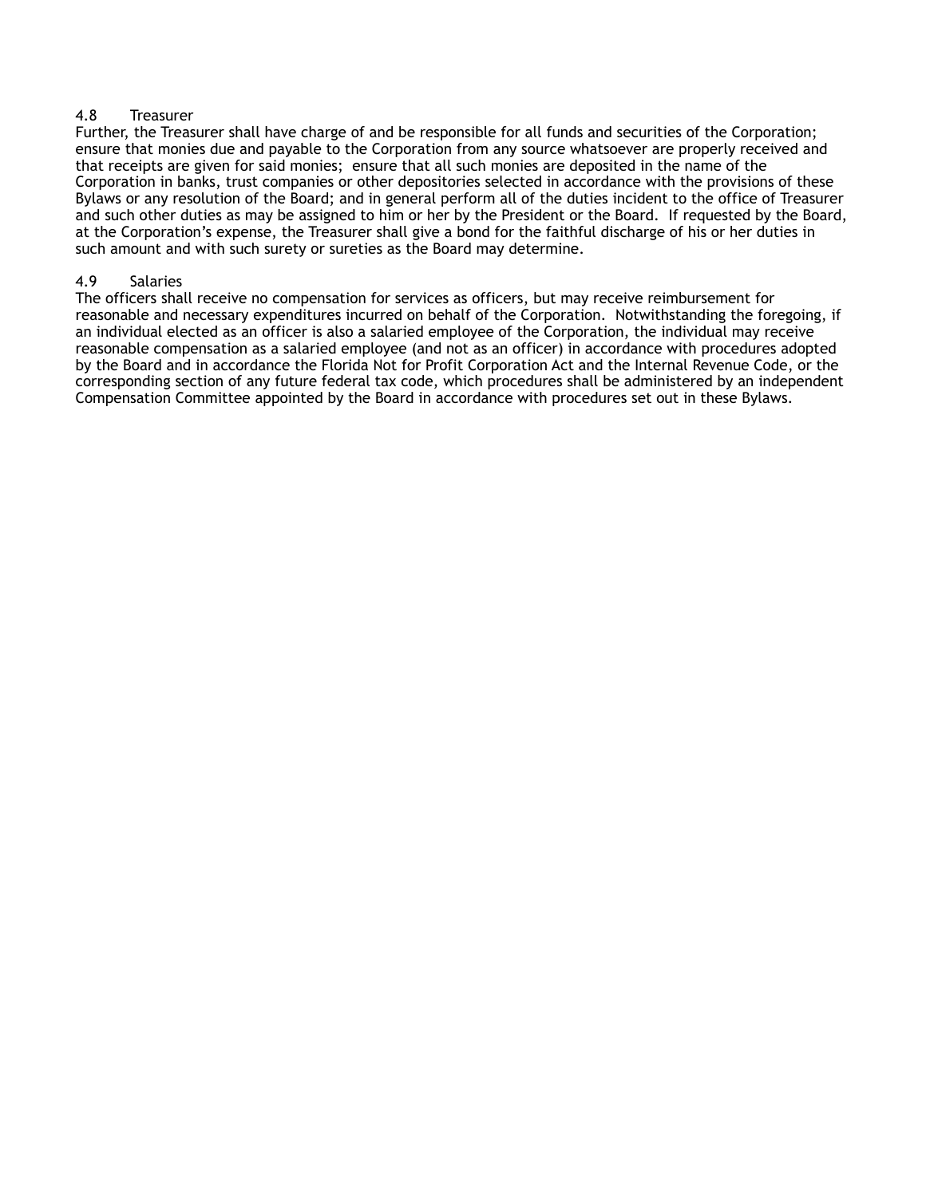### 4.8 Treasurer

Further, the Treasurer shall have charge of and be responsible for all funds and securities of the Corporation; ensure that monies due and payable to the Corporation from any source whatsoever are properly received and that receipts are given for said monies; ensure that all such monies are deposited in the name of the Corporation in banks, trust companies or other depositories selected in accordance with the provisions of these Bylaws or any resolution of the Board; and in general perform all of the duties incident to the office of Treasurer and such other duties as may be assigned to him or her by the President or the Board. If requested by the Board, at the Corporation's expense, the Treasurer shall give a bond for the faithful discharge of his or her duties in such amount and with such surety or sureties as the Board may determine.

### 4.9 Salaries

The officers shall receive no compensation for services as officers, but may receive reimbursement for reasonable and necessary expenditures incurred on behalf of the Corporation. Notwithstanding the foregoing, if an individual elected as an officer is also a salaried employee of the Corporation, the individual may receive reasonable compensation as a salaried employee (and not as an officer) in accordance with procedures adopted by the Board and in accordance the Florida Not for Profit Corporation Act and the Internal Revenue Code, or the corresponding section of any future federal tax code, which procedures shall be administered by an independent Compensation Committee appointed by the Board in accordance with procedures set out in these Bylaws.